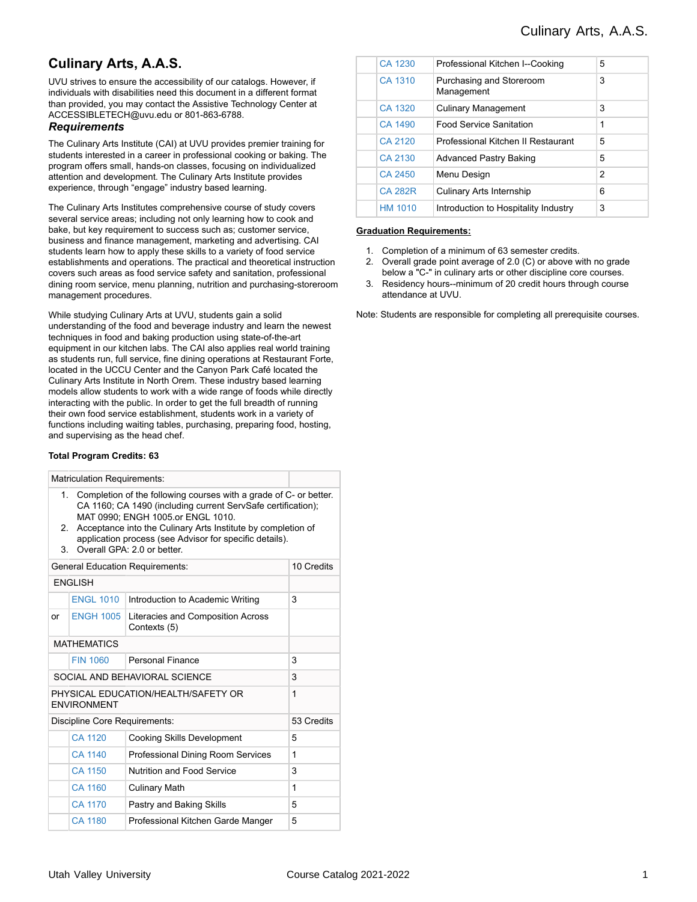# Culinary Arts, A.A.S.

UVU strives to ensure the accessibility of our catalogs. However, if individuals with disabilities need this document in a different format than provided, you may contact the Assistive Technology Center at ACCESSIBLETECH@uvu.edu or 801-863-6788.

### *Requirements*

The Culinary Arts Institute (CAI) at UVU provides premier training for students interested in a career in professional cooking or baking. The program offers small, hands-on classes, focusing on individualized attention and development. The Culinary Arts Institute provides experience, through "engage" industry based learning.

The Culinary Arts Institutes comprehensive course of study covers several service areas; including not only learning how to cook and bake, but key requirement to success such as; customer service, business and finance management, marketing and advertising. CAI students learn how to apply these skills to a variety of food service establishments and operations. The practical and theoretical instruction covers such areas as food service safety and sanitation, professional dining room service, menu planning, nutrition and purchasing-storeroom management procedures.

While studying Culinary Arts at UVU, students gain a solid understanding of the food and beverage industry and learn the newest techniques in food and baking production using state-of-the-art equipment in our kitchen labs. The CAI also applies real world training as students run, full service, fine dining operations at Restaurant Forte, located in the UCCU Center and the Canyon Park Café located the Culinary Arts Institute in North Orem. These industry based learning models allow students to work with a wide range of foods while directly interacting with the public. In order to get the full breadth of running their own food service establishment, students work in a variety of functions including waiting tables, purchasing, preparing food, hosting, and supervising as the head chef.

**Total Program Credits: 63**

| Matriculation Requirements: | | | |
|---|---|---|---|
| 1. Completion of the following courses with a grade of C- or better. CA 1160; CA 1490 (including current ServSafe certification); MAT 0990; ENGH 1005.or ENGL 1010.<br>2. Acceptance into the Culinary Arts Institute by completion of application process (see Advisor for specific details).<br>3. Overall GPA: 2.0 or better. | | | |
| General Education Requirements: | | | 10 Credits |
| ENGLISH | | | |
| | ENGL 1010 | Introduction to Academic Writing | 3 |
| or | ENGH 1005 | Literacies and Composition Across Contexts (5) | |
| MATHEMATICS | | | |
| | FIN 1060 | Personal Finance | 3 |
| SOCIAL AND BEHAVIORAL SCIENCE | | | 3 |
| PHYSICAL EDUCATION/HEALTH/SAFETY OR ENVIRONMENT | | | 1 |
| Discipline Core Requirements: | | | 53 Credits |
| | CA 1120 | Cooking Skills Development | 5 |
| | CA 1140 | Professional Dining Room Services | 1 |
| | CA 1150 | Nutrition and Food Service | 3 |
| | CA 1160 | Culinary Math | 1 |
| | CA 1170 | Pastry and Baking Skills | 5 |
| | CA 1180 | Professional Kitchen Garde Manger | 5 |
| | CA 1230 | Professional Kitchen I--Cooking | 5 |
| | CA 1310 | Purchasing and Storeroom Management | 3 |
| | CA 1320 | Culinary Management | 3 |
| | CA 1490 | Food Service Sanitation | 1 |
| | CA 2120 | Professional Kitchen II Restaurant | 5 |
| | CA 2130 | Advanced Pastry Baking | 5 |
| | CA 2450 | Menu Design | 2 |
| | CA 282R | Culinary Arts Internship | 6 |
| | HM 1010 | Introduction to Hospitality Industry | 3 |

**Graduation Requirements:**

1. Completion of a minimum of 63 semester credits.
2. Overall grade point average of 2.0 (C) or above with no grade below a "C-" in culinary arts or other discipline core courses.
3. Residency hours--minimum of 20 credit hours through course attendance at UVU.

Note: Students are responsible for completing all prerequisite courses.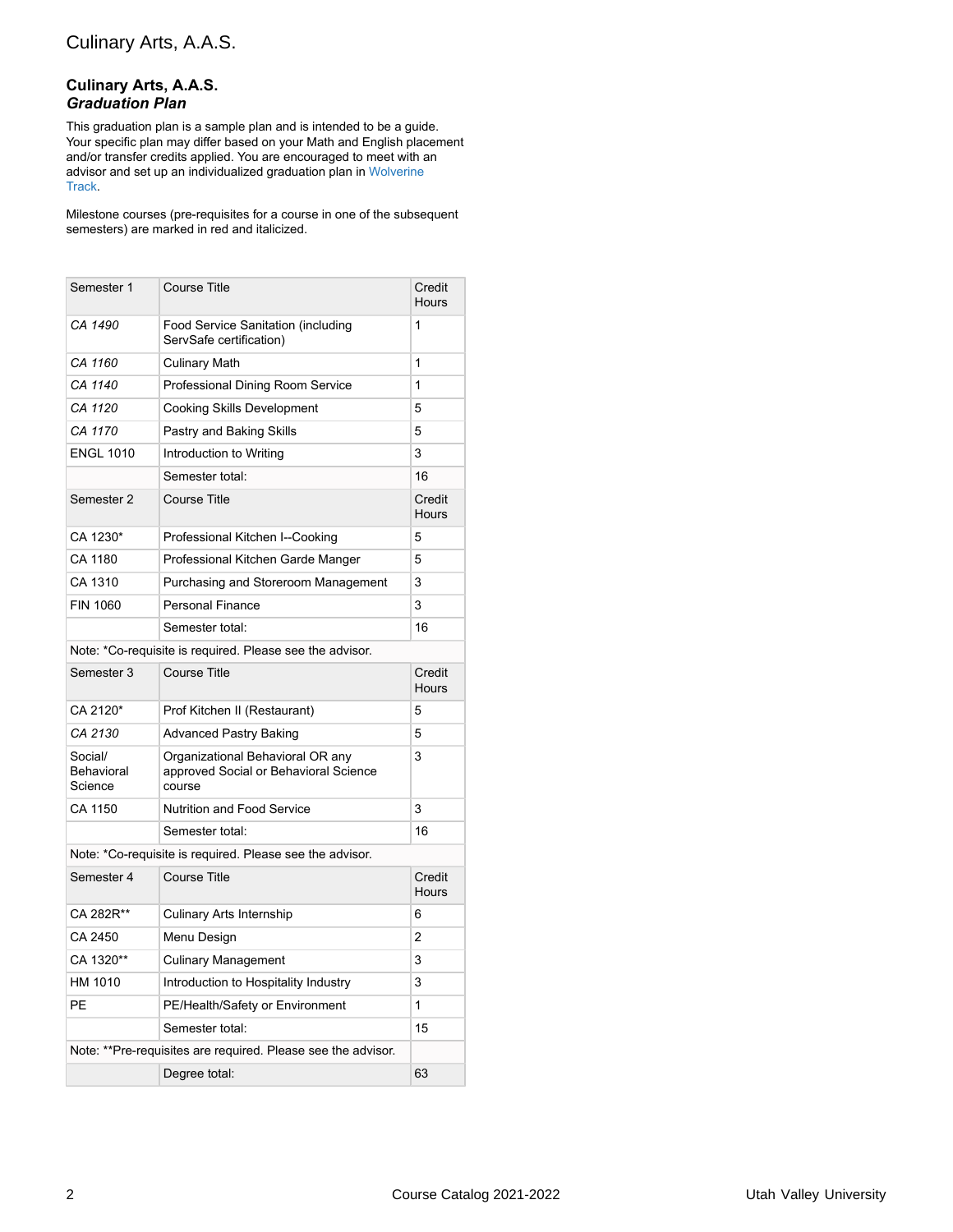# Culinary Arts, A.A.S.

### Culinary Arts, A.A.S.
### *Graduation Plan*

This graduation plan is a sample plan and is intended to be a guide. Your specific plan may differ based on your Math and English placement and/or transfer credits applied. You are encouraged to meet with an advisor and set up an individualized graduation plan in Wolverine Track.

Milestone courses (pre-requisites for a course in one of the subsequent semesters) are marked in red and italicized.

| Semester 1 | Course Title | Credit Hours |
|---|---|---|
| *CA 1490* | Food Service Sanitation (including ServSafe certification) | 1 |
| *CA 1160* | Culinary Math | 1 |
| *CA 1140* | Professional Dining Room Service | 1 |
| *CA 1120* | Cooking Skills Development | 5 |
| *CA 1170* | Pastry and Baking Skills | 5 |
| ENGL 1010 | Introduction to Writing | 3 |
| | Semester total: | 16 |
| **Semester 2** | **Course Title** | **Credit Hours** |
| CA 1230* | Professional Kitchen I--Cooking | 5 |
| CA 1180 | Professional Kitchen Garde Manger | 5 |
| CA 1310 | Purchasing and Storeroom Management | 3 |
| FIN 1060 | Personal Finance | 3 |
| | Semester total: | 16 |
| Note: *Co-requisite is required. Please see the advisor. | | |
| **Semester 3** | **Course Title** | **Credit Hours** |
| CA 2120* | Prof Kitchen II (Restaurant) | 5 |
| *CA 2130* | Advanced Pastry Baking | 5 |
| Social/ Behavioral Science | Organizational Behavioral OR any approved Social or Behavioral Science course | 3 |
| CA 1150 | Nutrition and Food Service | 3 |
| | Semester total: | 16 |
| Note: *Co-requisite is required. Please see the advisor. | | |
| **Semester 4** | **Course Title** | **Credit Hours** |
| CA 282R** | Culinary Arts Internship | 6 |
| CA 2450 | Menu Design | 2 |
| CA 1320** | Culinary Management | 3 |
| HM 1010 | Introduction to Hospitality Industry | 3 |
| PE | PE/Health/Safety or Environment | 1 |
| | Semester total: | 15 |
| Note: **Pre-requisites are required. Please see the advisor. | | |
| | Degree total: | 63 |